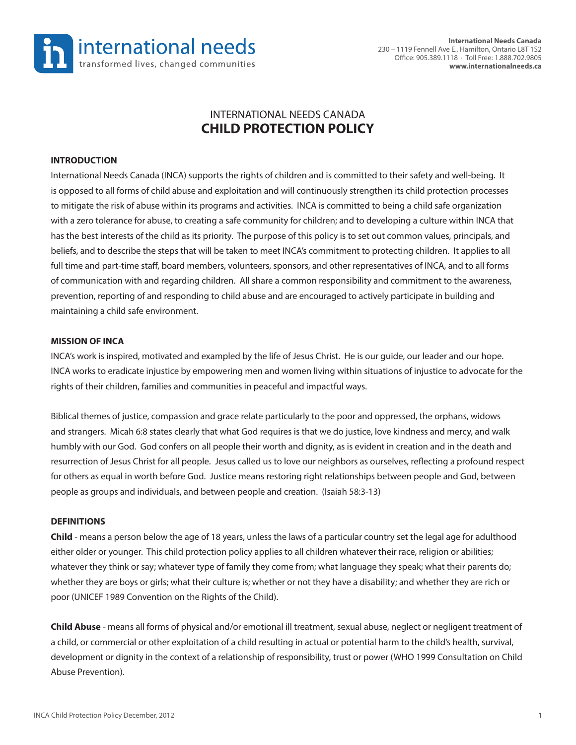International Needs Canada
230 – 1119 Fennell Ave E., Hamilton, Ontario L8T 1S2
Office: 905.389.1118 · Toll Free: 1.888.702.9805
**www.internationalneeds.ca**

# INTERNATIONAL NEEDS CANADA
# **CHILD PROTECTION POLICY**

## INTRODUCTION

International Needs Canada (INCA) supports the rights of children and is committed to their safety and well-being. It is opposed to all forms of child abuse and exploitation and will continuously strengthen its child protection processes to mitigate the risk of abuse within its programs and activities. INCA is committed to being a child safe organization with a zero tolerance for abuse, to creating a safe community for children; and to developing a culture within INCA that has the best interests of the child as its priority. The purpose of this policy is to set out common values, principals, and beliefs, and to describe the steps that will be taken to meet INCA's commitment to protecting children. It applies to all full time and part-time staff, board members, volunteers, sponsors, and other representatives of INCA, and to all forms of communication with and regarding children. All share a common responsibility and commitment to the awareness, prevention, reporting of and responding to child abuse and are encouraged to actively participate in building and maintaining a child safe environment.

## MISSION OF INCA

INCA's work is inspired, motivated and exampled by the life of Jesus Christ. He is our guide, our leader and our hope. INCA works to eradicate injustice by empowering men and women living within situations of injustice to advocate for the rights of their children, families and communities in peaceful and impactful ways.

Biblical themes of justice, compassion and grace relate particularly to the poor and oppressed, the orphans, widows and strangers. Micah 6:8 states clearly that what God requires is that we do justice, love kindness and mercy, and walk humbly with our God. God confers on all people their worth and dignity, as is evident in creation and in the death and resurrection of Jesus Christ for all people. Jesus called us to love our neighbors as ourselves, reflecting a profound respect for others as equal in worth before God. Justice means restoring right relationships between people and God, between people as groups and individuals, and between people and creation. (Isaiah 58:3-13)

## DEFINITIONS

**Child** - means a person below the age of 18 years, unless the laws of a particular country set the legal age for adulthood either older or younger. This child protection policy applies to all children whatever their race, religion or abilities; whatever they think or say; whatever type of family they come from; what language they speak; what their parents do; whether they are boys or girls; what their culture is; whether or not they have a disability; and whether they are rich or poor (UNICEF 1989 Convention on the Rights of the Child).

**Child Abuse** - means all forms of physical and/or emotional ill treatment, sexual abuse, neglect or negligent treatment of a child, or commercial or other exploitation of a child resulting in actual or potential harm to the child's health, survival, development or dignity in the context of a relationship of responsibility, trust or power (WHO 1999 Consultation on Child Abuse Prevention).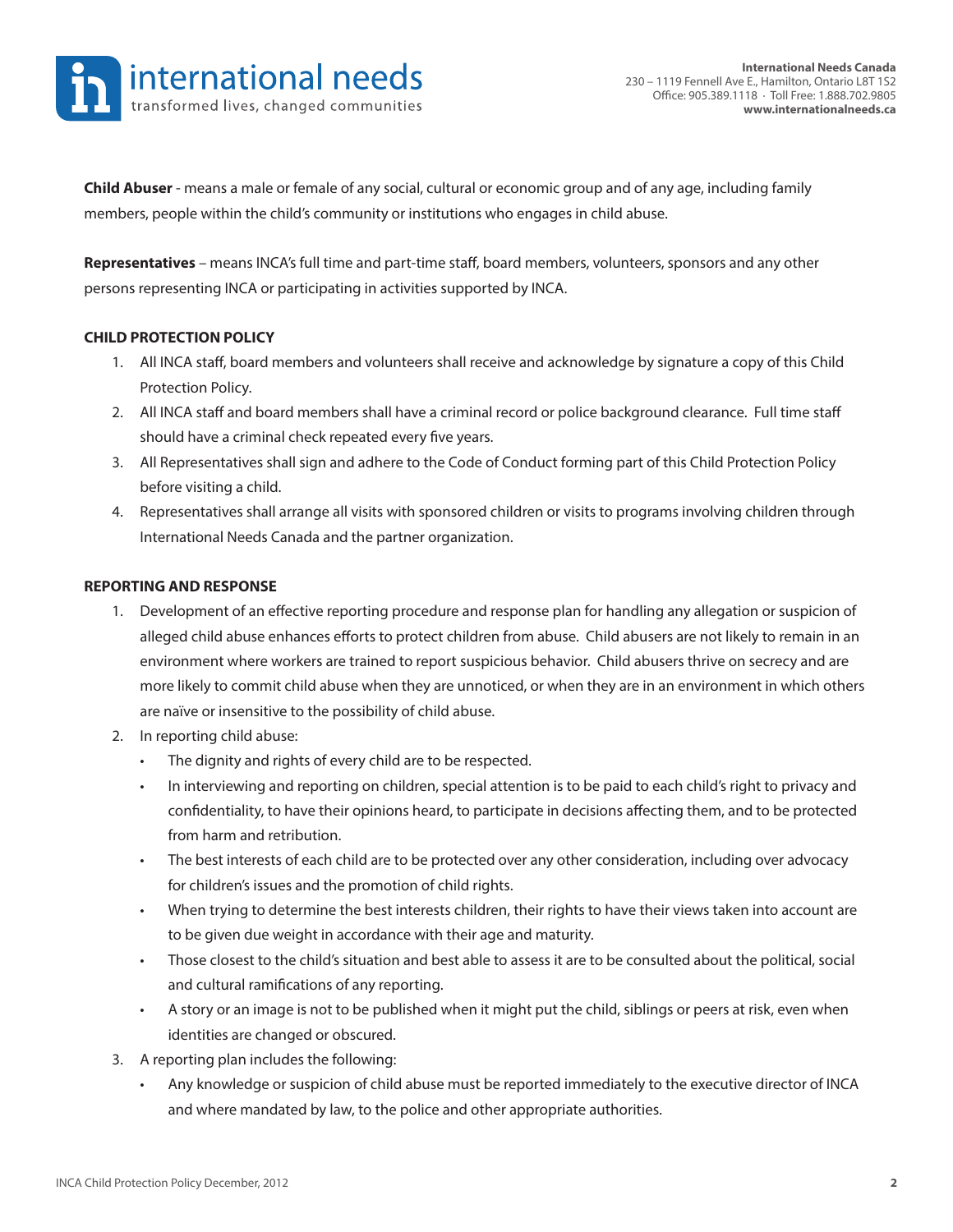**Child Abuser** - means a male or female of any social, cultural or economic group and of any age, including family members, people within the child's community or institutions who engages in child abuse.

**Representatives** – means INCA's full time and part-time staff, board members, volunteers, sponsors and any other persons representing INCA or participating in activities supported by INCA.

**CHILD PROTECTION POLICY**

1. All INCA staff, board members and volunteers shall receive and acknowledge by signature a copy of this Child Protection Policy.
2. All INCA staff and board members shall have a criminal record or police background clearance. Full time staff should have a criminal check repeated every five years.
3. All Representatives shall sign and adhere to the Code of Conduct forming part of this Child Protection Policy before visiting a child.
4. Representatives shall arrange all visits with sponsored children or visits to programs involving children through International Needs Canada and the partner organization.

**REPORTING AND RESPONSE**

1. Development of an effective reporting procedure and response plan for handling any allegation or suspicion of alleged child abuse enhances efforts to protect children from abuse. Child abusers are not likely to remain in an environment where workers are trained to report suspicious behavior. Child abusers thrive on secrecy and are more likely to commit child abuse when they are unnoticed, or when they are in an environment in which others are naïve or insensitive to the possibility of child abuse.
2. In reporting child abuse:
   - The dignity and rights of every child are to be respected.
   - In interviewing and reporting on children, special attention is to be paid to each child's right to privacy and confidentiality, to have their opinions heard, to participate in decisions affecting them, and to be protected from harm and retribution.
   - The best interests of each child are to be protected over any other consideration, including over advocacy for children's issues and the promotion of child rights.
   - When trying to determine the best interests children, their rights to have their views taken into account are to be given due weight in accordance with their age and maturity.
   - Those closest to the child's situation and best able to assess it are to be consulted about the political, social and cultural ramifications of any reporting.
   - A story or an image is not to be published when it might put the child, siblings or peers at risk, even when identities are changed or obscured.
3. A reporting plan includes the following:
   - Any knowledge or suspicion of child abuse must be reported immediately to the executive director of INCA and where mandated by law, to the police and other appropriate authorities.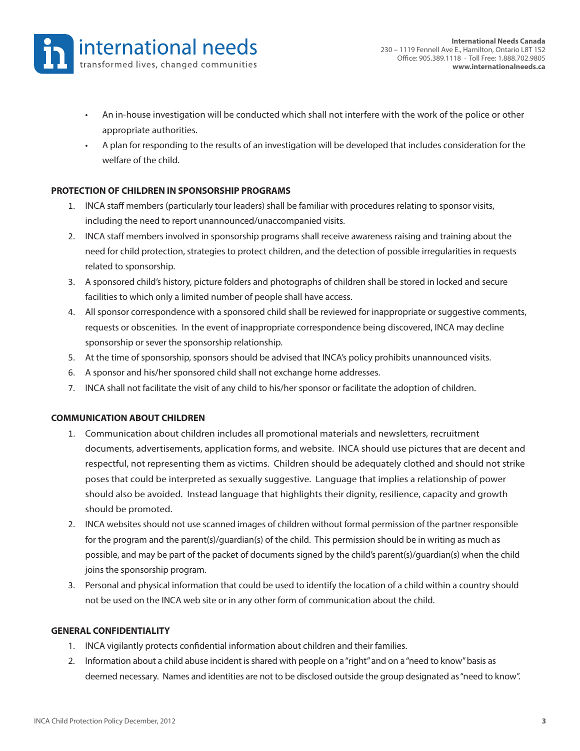- An in-house investigation will be conducted which shall not interfere with the work of the police or other appropriate authorities.
- A plan for responding to the results of an investigation will be developed that includes consideration for the welfare of the child.

**PROTECTION OF CHILDREN IN SPONSORSHIP PROGRAMS**

1. INCA staff members (particularly tour leaders) shall be familiar with procedures relating to sponsor visits, including the need to report unannounced/unaccompanied visits.
2. INCA staff members involved in sponsorship programs shall receive awareness raising and training about the need for child protection, strategies to protect children, and the detection of possible irregularities in requests related to sponsorship.
3. A sponsored child's history, picture folders and photographs of children shall be stored in locked and secure facilities to which only a limited number of people shall have access.
4. All sponsor correspondence with a sponsored child shall be reviewed for inappropriate or suggestive comments, requests or obscenities. In the event of inappropriate correspondence being discovered, INCA may decline sponsorship or sever the sponsorship relationship.
5. At the time of sponsorship, sponsors should be advised that INCA's policy prohibits unannounced visits.
6. A sponsor and his/her sponsored child shall not exchange home addresses.
7. INCA shall not facilitate the visit of any child to his/her sponsor or facilitate the adoption of children.

**COMMUNICATION ABOUT CHILDREN**

1. Communication about children includes all promotional materials and newsletters, recruitment documents, advertisements, application forms, and website. INCA should use pictures that are decent and respectful, not representing them as victims. Children should be adequately clothed and should not strike poses that could be interpreted as sexually suggestive. Language that implies a relationship of power should also be avoided. Instead language that highlights their dignity, resilience, capacity and growth should be promoted.
2. INCA websites should not use scanned images of children without formal permission of the partner responsible for the program and the parent(s)/guardian(s) of the child. This permission should be in writing as much as possible, and may be part of the packet of documents signed by the child's parent(s)/guardian(s) when the child joins the sponsorship program.
3. Personal and physical information that could be used to identify the location of a child within a country should not be used on the INCA web site or in any other form of communication about the child.

**GENERAL CONFIDENTIALITY**

1. INCA vigilantly protects confidential information about children and their families.
2. Information about a child abuse incident is shared with people on a "right" and on a "need to know" basis as deemed necessary. Names and identities are not to be disclosed outside the group designated as "need to know".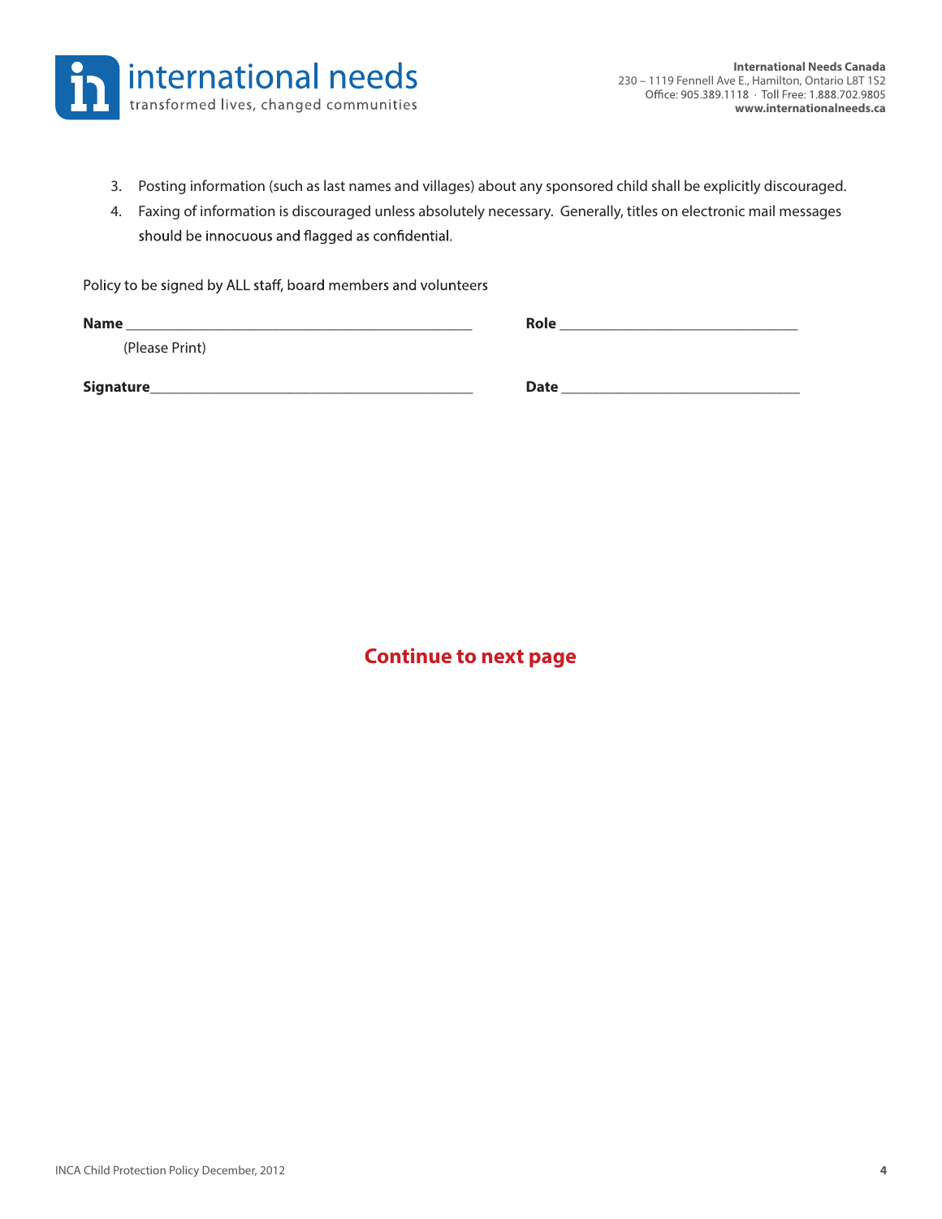3. Posting information (such as last names and villages) about any sponsored child shall be explicitly discouraged.
4. Faxing of information is discouraged unless absolutely necessary. Generally, titles on electronic mail messages should be innocuous and flagged as confidential.

Policy to be signed by ALL staff, board members and volunteers

**Name** _______________________________________________ **Role** ________________________________
(Please Print)

**Signature**____________________________________________ **Date** ________________________________

**Continue to next page**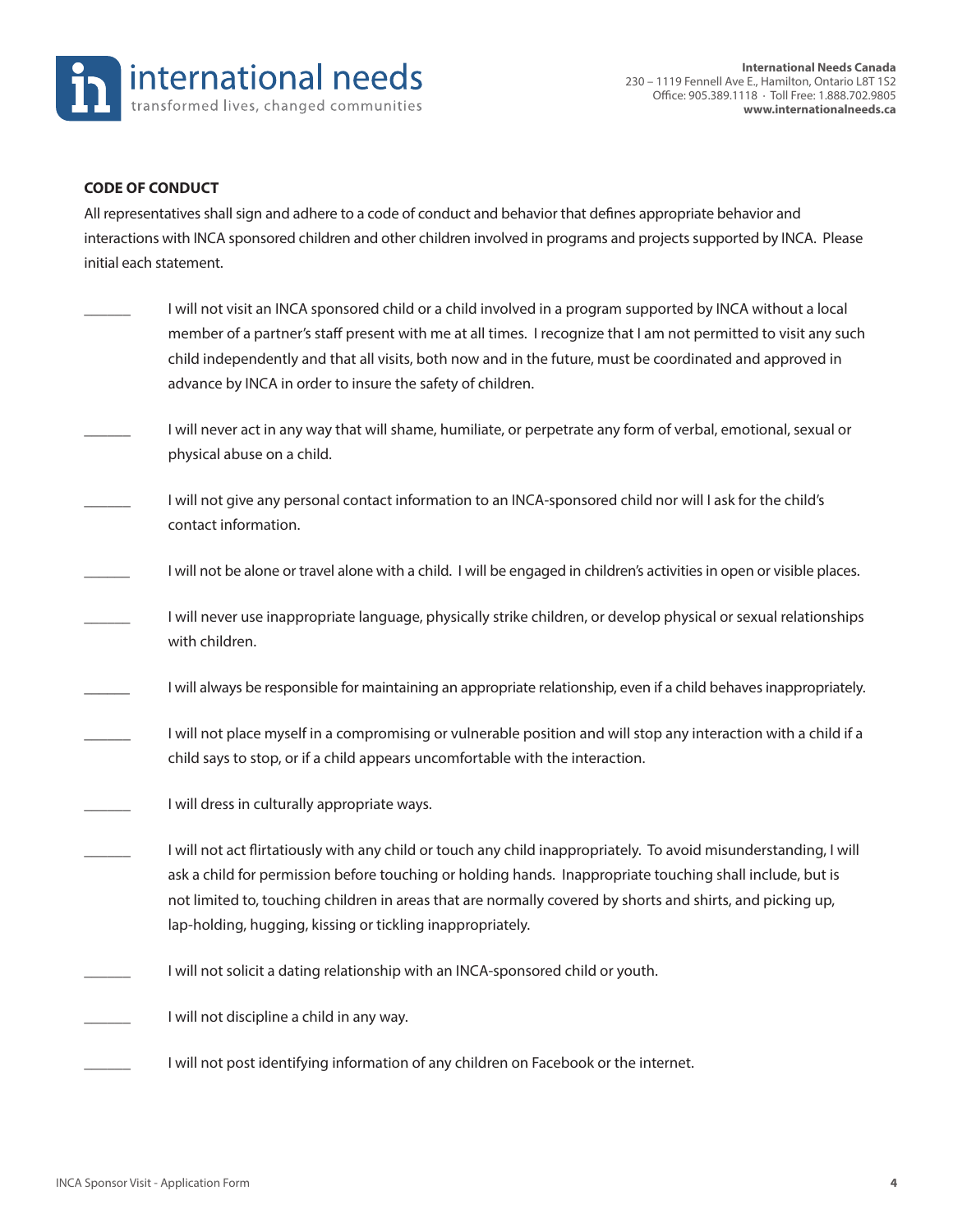**CODE OF CONDUCT**

All representatives shall sign and adhere to a code of conduct and behavior that defines appropriate behavior and interactions with INCA sponsored children and other children involved in programs and projects supported by INCA. Please initial each statement.

______ I will not visit an INCA sponsored child or a child involved in a program supported by INCA without a local member of a partner's staff present with me at all times. I recognize that I am not permitted to visit any such child independently and that all visits, both now and in the future, must be coordinated and approved in advance by INCA in order to insure the safety of children.

______ I will never act in any way that will shame, humiliate, or perpetrate any form of verbal, emotional, sexual or physical abuse on a child.

______ I will not give any personal contact information to an INCA-sponsored child nor will I ask for the child's contact information.

______ I will not be alone or travel alone with a child. I will be engaged in children's activities in open or visible places.

______ I will never use inappropriate language, physically strike children, or develop physical or sexual relationships with children.

______ I will always be responsible for maintaining an appropriate relationship, even if a child behaves inappropriately.

______ I will not place myself in a compromising or vulnerable position and will stop any interaction with a child if a child says to stop, or if a child appears uncomfortable with the interaction.

______ I will dress in culturally appropriate ways.

______ I will not act flirtatiously with any child or touch any child inappropriately. To avoid misunderstanding, I will ask a child for permission before touching or holding hands. Inappropriate touching shall include, but is not limited to, touching children in areas that are normally covered by shorts and shirts, and picking up, lap-holding, hugging, kissing or tickling inappropriately.

______ I will not solicit a dating relationship with an INCA-sponsored child or youth.

______ I will not discipline a child in any way.

______ I will not post identifying information of any children on Facebook or the internet.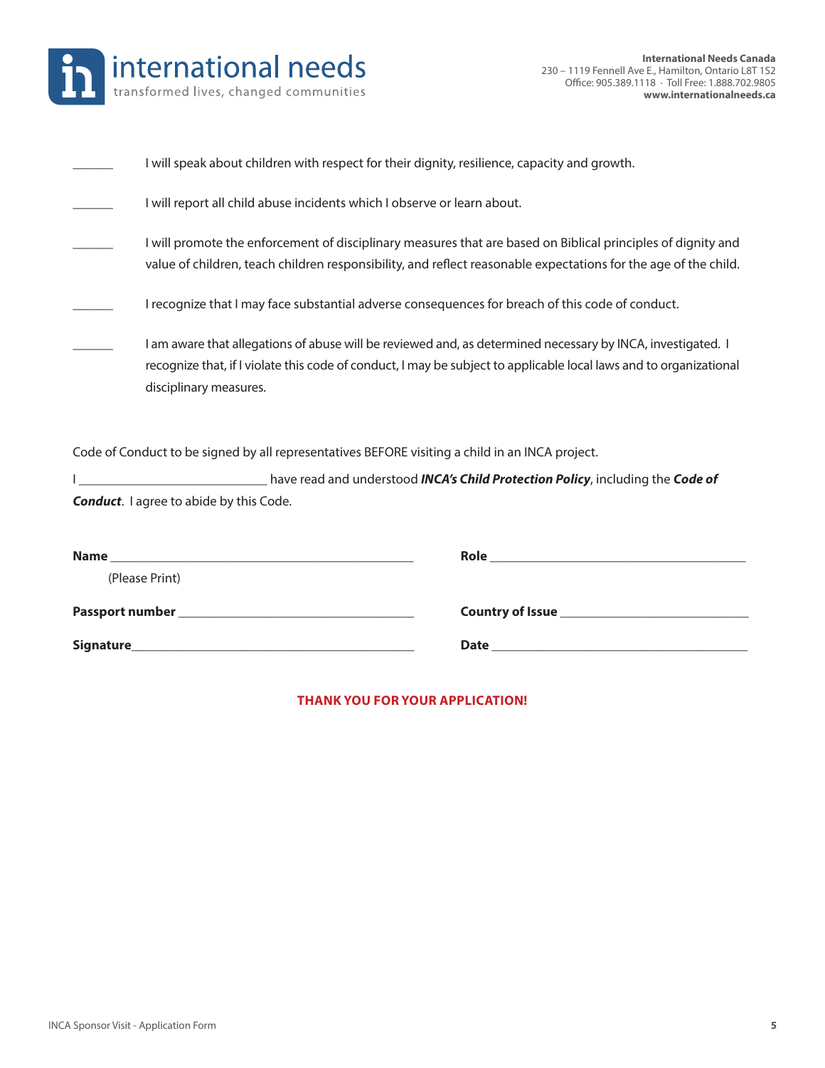______ I will speak about children with respect for their dignity, resilience, capacity and growth.

______ I will report all child abuse incidents which I observe or learn about.

______ I will promote the enforcement of disciplinary measures that are based on Biblical principles of dignity and value of children, teach children responsibility, and reflect reasonable expectations for the age of the child.

______ I recognize that I may face substantial adverse consequences for breach of this code of conduct.

______ I am aware that allegations of abuse will be reviewed and, as determined necessary by INCA, investigated. I recognize that, if I violate this code of conduct, I may be subject to applicable local laws and to organizational disciplinary measures.

Code of Conduct to be signed by all representatives BEFORE visiting a child in an INCA project.

I ___________________________ have read and understood ***INCA's Child Protection Policy***, including the ***Code of Conduct***. I agree to abide by this Code.

**Name** _____________________________________________
(Please Print)

**Role** ______________________________________

**Passport number** ___________________________________

**Country of Issue** ___________________________

**Signature**__________________________________________

**Date** ______________________________________

**THANK YOU FOR YOUR APPLICATION!**